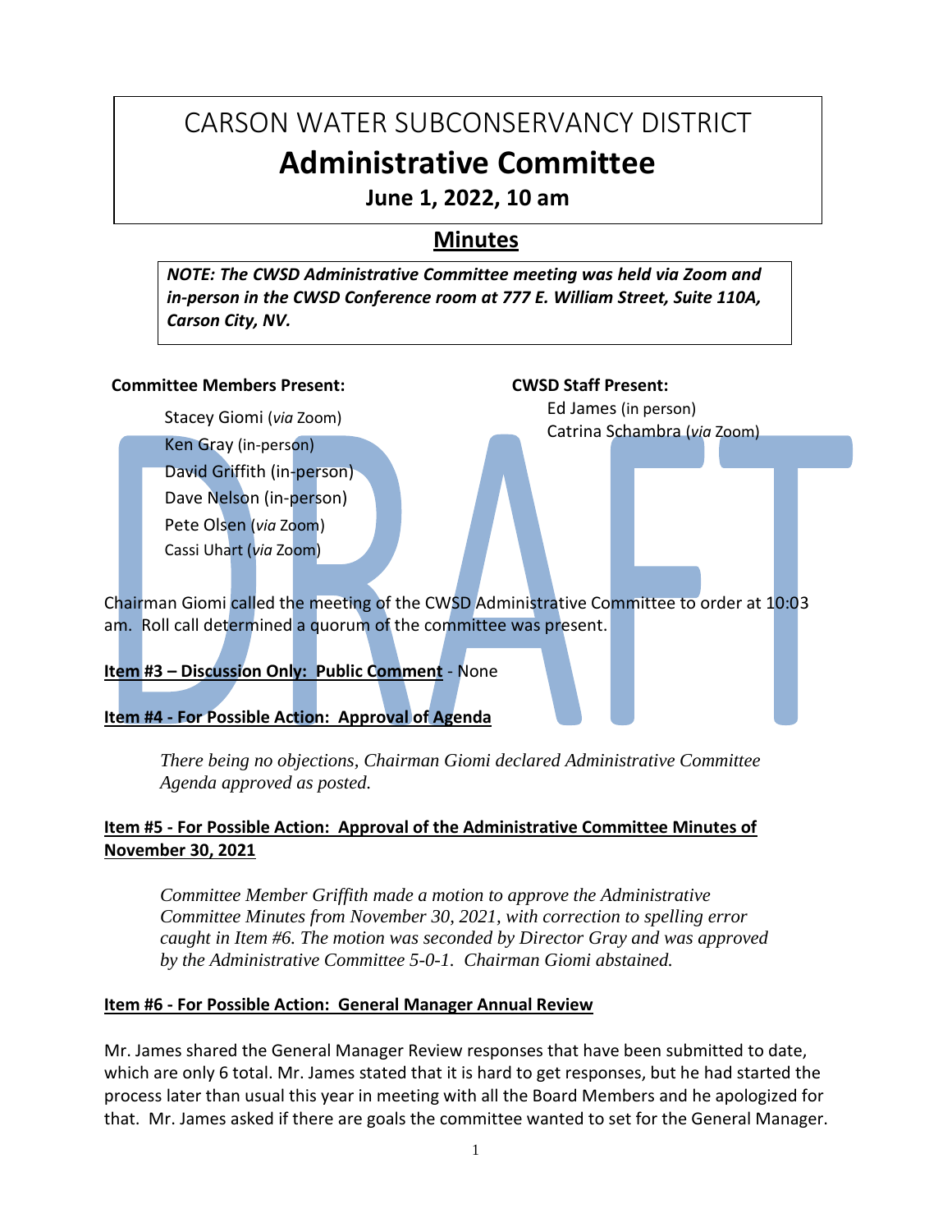# CARSON WATER SUBCONSERVANCY DISTRICT

# Administrative Committee

## June 1, 2022, 10 am

## Minutes

***NOTE: The CWSD Administrative Committee meeting was held via Zoom and in-person in the CWSD Conference room at 777 E. William Street, Suite 110A, Carson City, NV.***

**Committee Members Present:**

Stacey Giomi (*via* Zoom)
Ken Gray (in-person)
David Griffith (in-person)
Dave Nelson (in-person)
Pete Olsen (*via* Zoom)
Cassi Uhart (*via* Zoom)

**CWSD Staff Present:**

Ed James (in person)
Catrina Schambra (*via* Zoom)

Chairman Giomi called the meeting of the CWSD Administrative Committee to order at 10:03 am. Roll call determined a quorum of the committee was present.

**Item #3 – Discussion Only: Public Comment** - None

**Item #4 - For Possible Action: Approval of Agenda**

*There being no objections, Chairman Giomi declared Administrative Committee Agenda approved as posted.*

**Item #5 - For Possible Action: Approval of the Administrative Committee Minutes of November 30, 2021**

*Committee Member Griffith made a motion to approve the Administrative Committee Minutes from November 30, 2021, with correction to spelling error caught in Item #6. The motion was seconded by Director Gray and was approved by the Administrative Committee 5-0-1. Chairman Giomi abstained.*

**Item #6 - For Possible Action: General Manager Annual Review**

Mr. James shared the General Manager Review responses that have been submitted to date, which are only 6 total. Mr. James stated that it is hard to get responses, but he had started the process later than usual this year in meeting with all the Board Members and he apologized for that. Mr. James asked if there are goals the committee wanted to set for the General Manager.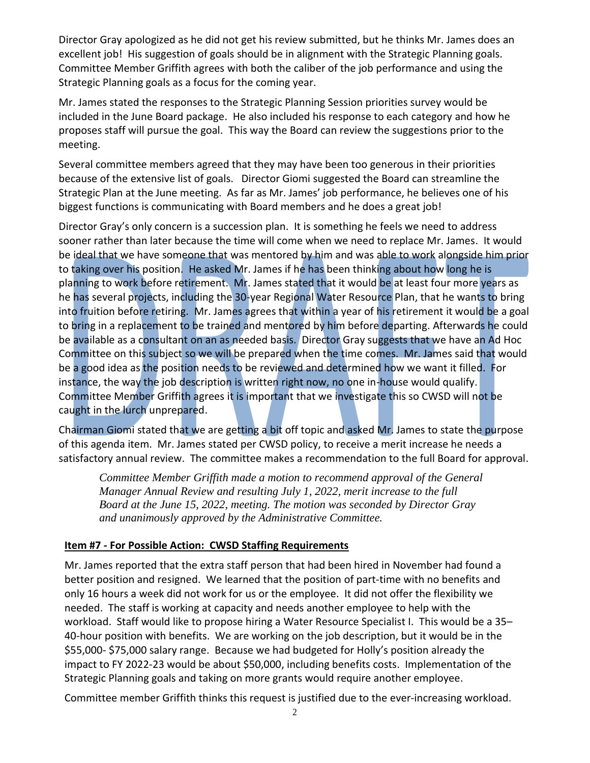Director Gray apologized as he did not get his review submitted, but he thinks Mr. James does an excellent job! His suggestion of goals should be in alignment with the Strategic Planning goals. Committee Member Griffith agrees with both the caliber of the job performance and using the Strategic Planning goals as a focus for the coming year.

Mr. James stated the responses to the Strategic Planning Session priorities survey would be included in the June Board package. He also included his response to each category and how he proposes staff will pursue the goal. This way the Board can review the suggestions prior to the meeting.

Several committee members agreed that they may have been too generous in their priorities because of the extensive list of goals. Director Giomi suggested the Board can streamline the Strategic Plan at the June meeting. As far as Mr. James' job performance, he believes one of his biggest functions is communicating with Board members and he does a great job!

Director Gray's only concern is a succession plan. It is something he feels we need to address sooner rather than later because the time will come when we need to replace Mr. James. It would be ideal that we have someone that was mentored by him and was able to work alongside him prior to taking over his position. He asked Mr. James if he has been thinking about how long he is planning to work before retirement. Mr. James stated that it would be at least four more years as he has several projects, including the 30-year Regional Water Resource Plan, that he wants to bring into fruition before retiring. Mr. James agrees that within a year of his retirement it would be a goal to bring in a replacement to be trained and mentored by him before departing. Afterwards he could be available as a consultant on an as needed basis. Director Gray suggests that we have an Ad Hoc Committee on this subject so we will be prepared when the time comes. Mr. James said that would be a good idea as the position needs to be reviewed and determined how we want it filled. For instance, the way the job description is written right now, no one in-house would qualify. Committee Member Griffith agrees it is important that we investigate this so CWSD will not be caught in the lurch unprepared.

Chairman Giomi stated that we are getting a bit off topic and asked Mr. James to state the purpose of this agenda item. Mr. James stated per CWSD policy, to receive a merit increase he needs a satisfactory annual review. The committee makes a recommendation to the full Board for approval.

> *Committee Member Griffith made a motion to recommend approval of the General Manager Annual Review and resulting July 1, 2022, merit increase to the full Board at the June 15, 2022, meeting. The motion was seconded by Director Gray and unanimously approved by the Administrative Committee.*

**Item #7 - For Possible Action: CWSD Staffing Requirements**

Mr. James reported that the extra staff person that had been hired in November had found a better position and resigned. We learned that the position of part-time with no benefits and only 16 hours a week did not work for us or the employee. It did not offer the flexibility we needed. The staff is working at capacity and needs another employee to help with the workload. Staff would like to propose hiring a Water Resource Specialist I. This would be a 35–40-hour position with benefits. We are working on the job description, but it would be in the $55,000- $75,000 salary range. Because we had budgeted for Holly's position already the impact to FY 2022-23 would be about $50,000, including benefits costs. Implementation of the Strategic Planning goals and taking on more grants would require another employee.

Committee member Griffith thinks this request is justified due to the ever-increasing workload.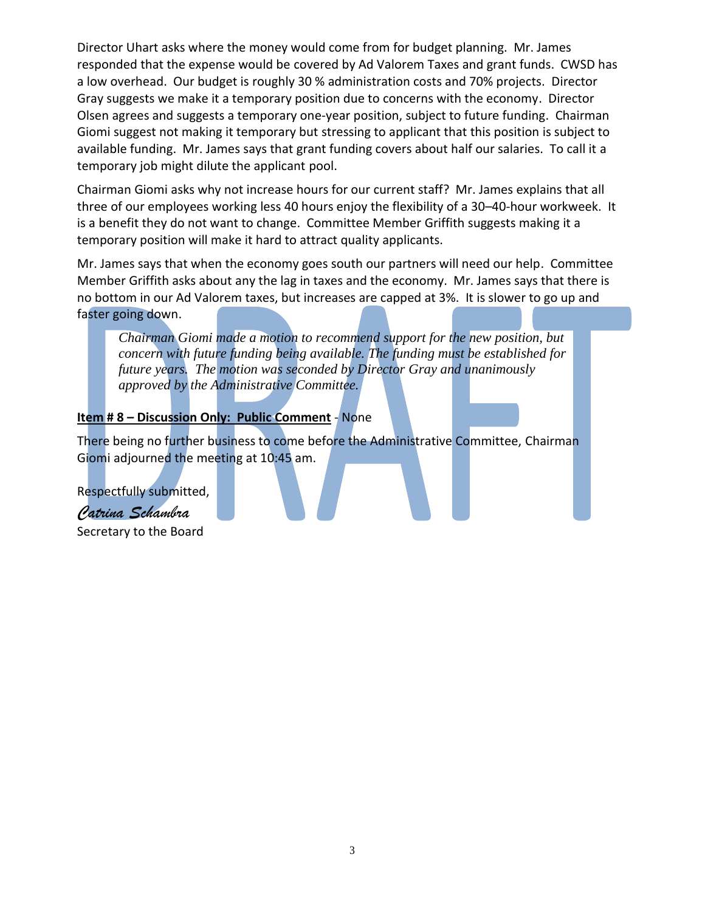Director Uhart asks where the money would come from for budget planning. Mr. James responded that the expense would be covered by Ad Valorem Taxes and grant funds. CWSD has a low overhead. Our budget is roughly 30 % administration costs and 70% projects. Director Gray suggests we make it a temporary position due to concerns with the economy. Director Olsen agrees and suggests a temporary one-year position, subject to future funding. Chairman Giomi suggest not making it temporary but stressing to applicant that this position is subject to available funding. Mr. James says that grant funding covers about half our salaries. To call it a temporary job might dilute the applicant pool.

Chairman Giomi asks why not increase hours for our current staff? Mr. James explains that all three of our employees working less 40 hours enjoy the flexibility of a 30–40-hour workweek. It is a benefit they do not want to change. Committee Member Griffith suggests making it a temporary position will make it hard to attract quality applicants.

Mr. James says that when the economy goes south our partners will need our help. Committee Member Griffith asks about any the lag in taxes and the economy. Mr. James says that there is no bottom in our Ad Valorem taxes, but increases are capped at 3%. It is slower to go up and faster going down.

> *Chairman Giomi made a motion to recommend support for the new position, but concern with future funding being available. The funding must be established for future years. The motion was seconded by Director Gray and unanimously approved by the Administrative Committee.*

**Item # 8 – Discussion Only: Public Comment** - None

There being no further business to come before the Administrative Committee, Chairman Giomi adjourned the meeting at 10:45 am.

Respectfully submitted,

*Catrina Schambra*

Secretary to the Board